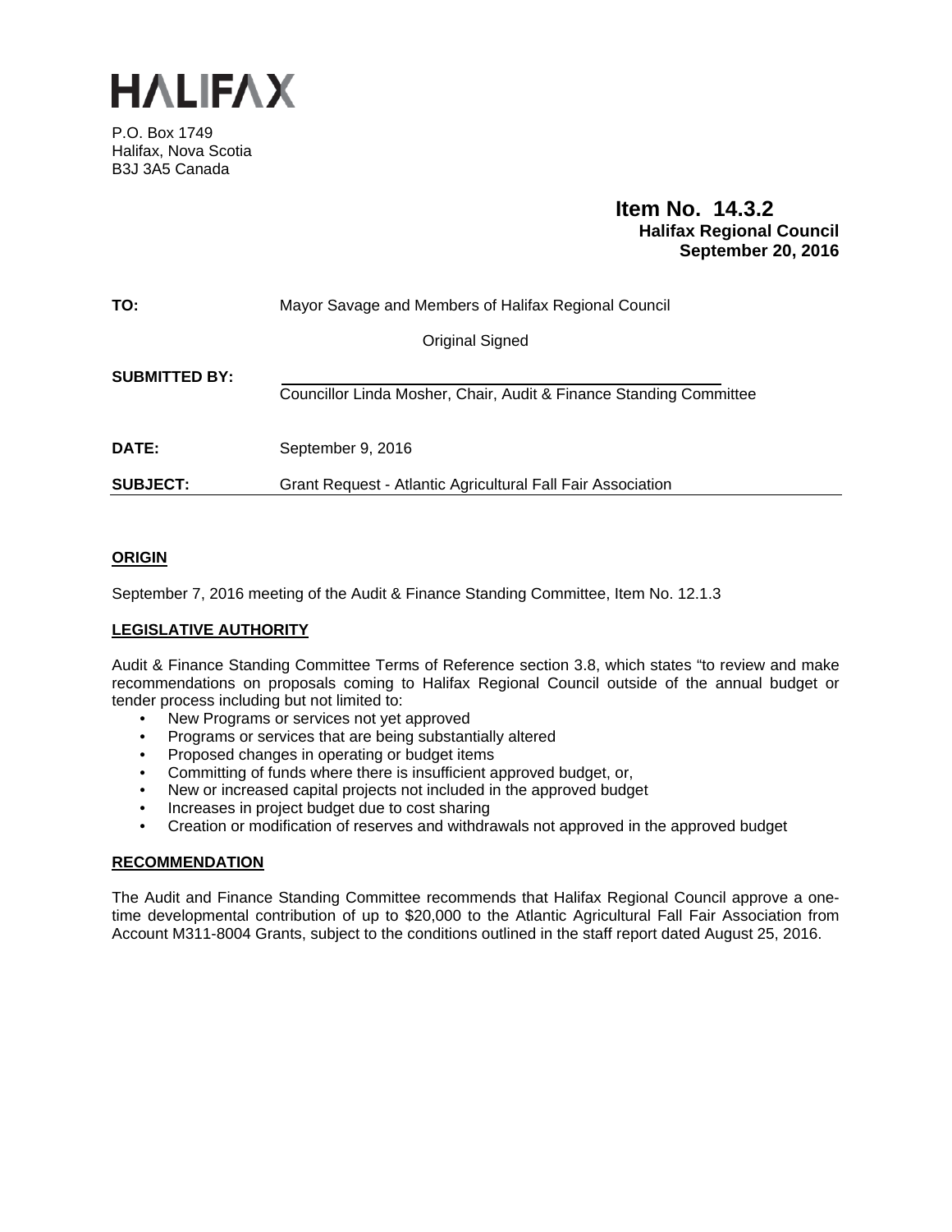# HALIFAX

P.O. Box 1749
Halifax, Nova Scotia
B3J 3A5 Canada

**Item No. 14.3.2**
**Halifax Regional Council**
**September 20, 2016**

| | |
|---|---|
| **TO:** | Mayor Savage and Members of Halifax Regional Council |
| | Original Signed |
| **SUBMITTED BY:** | Councillor Linda Mosher, Chair, Audit & Finance Standing Committee |
| **DATE:** | September 9, 2016 |
| **SUBJECT:** | Grant Request - Atlantic Agricultural Fall Fair Association |

## ORIGIN

September 7, 2016 meeting of the Audit & Finance Standing Committee, Item No. 12.1.3

## LEGISLATIVE AUTHORITY

Audit & Finance Standing Committee Terms of Reference section 3.8, which states "to review and make recommendations on proposals coming to Halifax Regional Council outside of the annual budget or tender process including but not limited to:

- New Programs or services not yet approved
- Programs or services that are being substantially altered
- Proposed changes in operating or budget items
- Committing of funds where there is insufficient approved budget, or,
- New or increased capital projects not included in the approved budget
- Increases in project budget due to cost sharing
- Creation or modification of reserves and withdrawals not approved in the approved budget

## RECOMMENDATION

The Audit and Finance Standing Committee recommends that Halifax Regional Council approve a one-time developmental contribution of up to $20,000 to the Atlantic Agricultural Fall Fair Association from Account M311-8004 Grants, subject to the conditions outlined in the staff report dated August 25, 2016.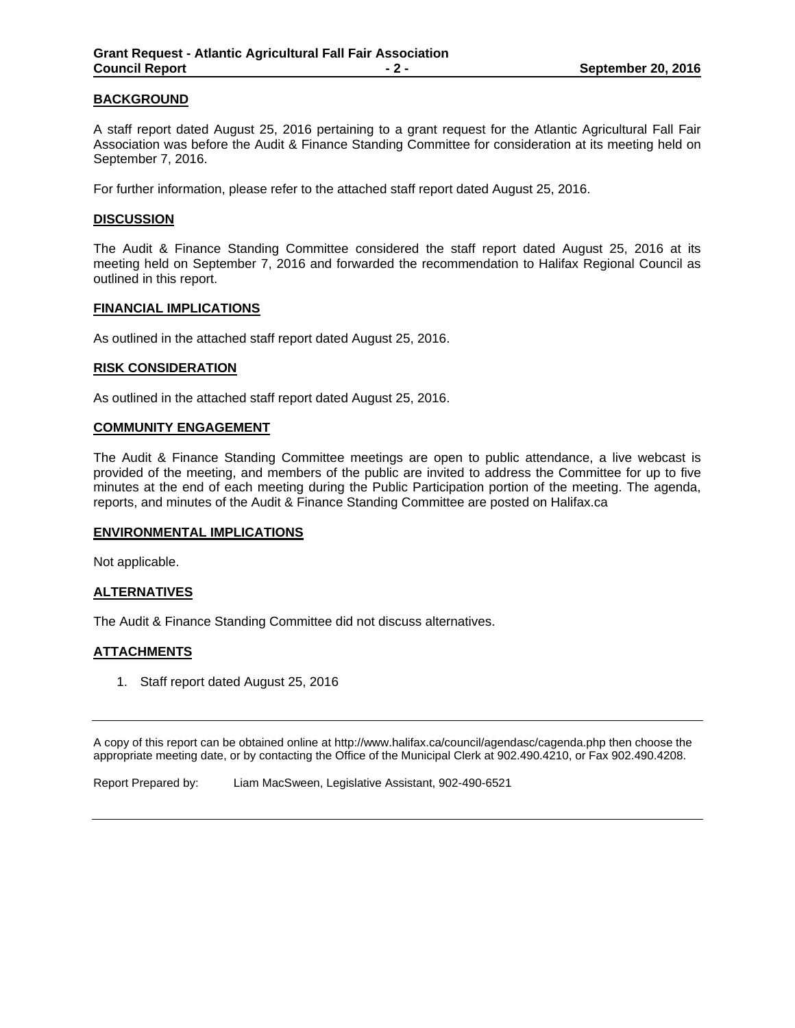## BACKGROUND

A staff report dated August 25, 2016 pertaining to a grant request for the Atlantic Agricultural Fall Fair Association was before the Audit & Finance Standing Committee for consideration at its meeting held on September 7, 2016.

For further information, please refer to the attached staff report dated August 25, 2016.

## DISCUSSION

The Audit & Finance Standing Committee considered the staff report dated August 25, 2016 at its meeting held on September 7, 2016 and forwarded the recommendation to Halifax Regional Council as outlined in this report.

## FINANCIAL IMPLICATIONS

As outlined in the attached staff report dated August 25, 2016.

## RISK CONSIDERATION

As outlined in the attached staff report dated August 25, 2016.

## COMMUNITY ENGAGEMENT

The Audit & Finance Standing Committee meetings are open to public attendance, a live webcast is provided of the meeting, and members of the public are invited to address the Committee for up to five minutes at the end of each meeting during the Public Participation portion of the meeting. The agenda, reports, and minutes of the Audit & Finance Standing Committee are posted on Halifax.ca

## ENVIRONMENTAL IMPLICATIONS

Not applicable.

## ALTERNATIVES

The Audit & Finance Standing Committee did not discuss alternatives.

## ATTACHMENTS

1. Staff report dated August 25, 2016

---

A copy of this report can be obtained online at http://www.halifax.ca/council/agendasc/cagenda.php then choose the appropriate meeting date, or by contacting the Office of the Municipal Clerk at 902.490.4210, or Fax 902.490.4208.

Report Prepared by: Liam MacSween, Legislative Assistant, 902-490-6521